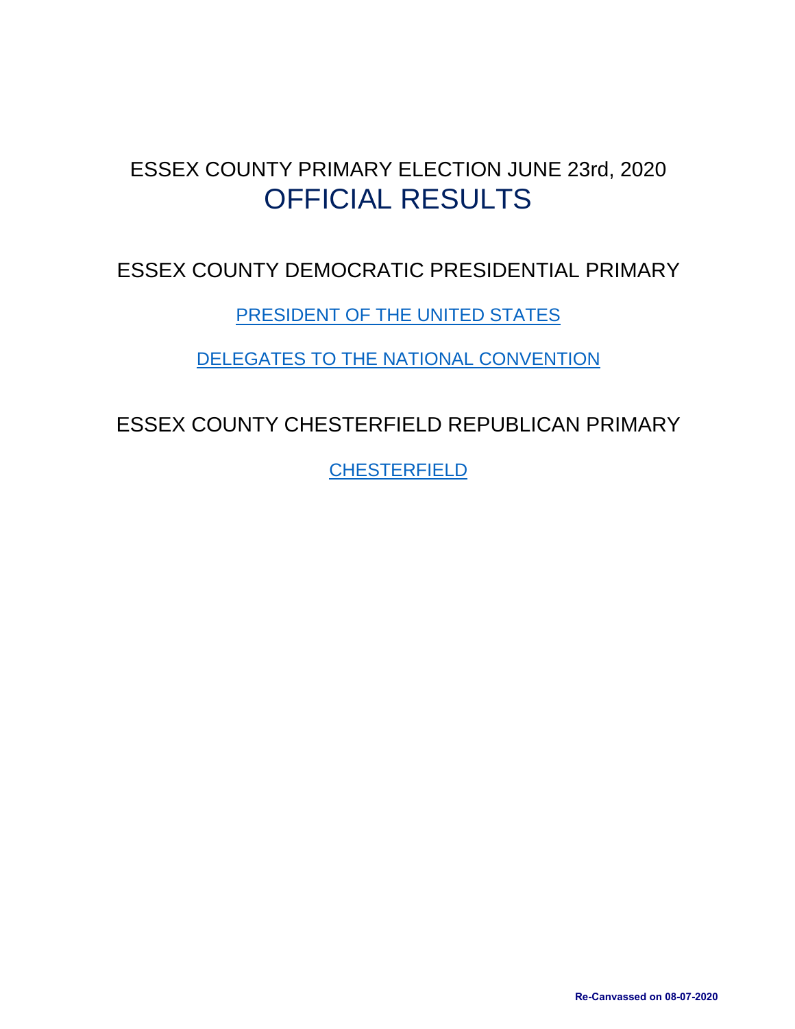# ESSEX COUNTY PRIMARY ELECTION JUNE 23rd, 2020
# OFFICIAL RESULTS

## ESSEX COUNTY DEMOCRATIC PRESIDENTIAL PRIMARY

PRESIDENT OF THE UNITED STATES

DELEGATES TO THE NATIONAL CONVENTION

## ESSEX COUNTY CHESTERFIELD REPUBLICAN PRIMARY

CHESTERFIELD

**Re-Canvassed on 08-07-2020**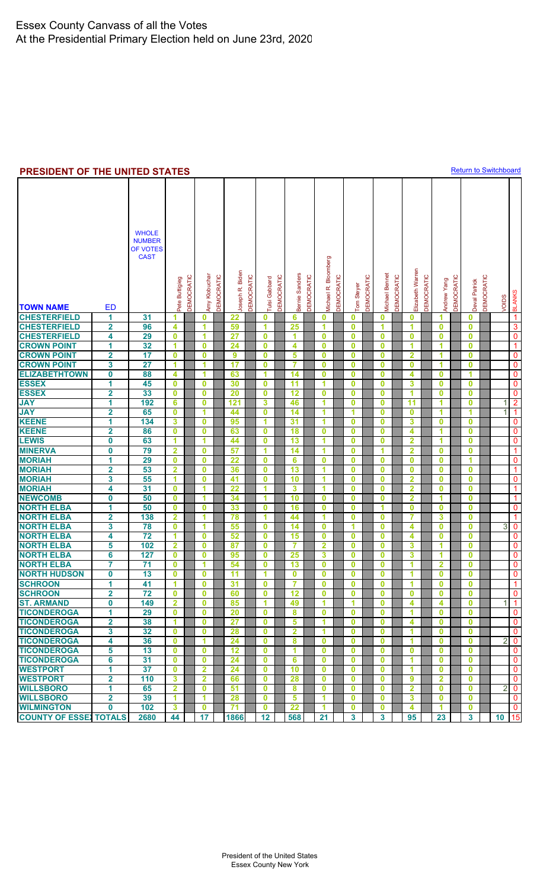# Essex County Canvass of all the Votes
At the Presidential Primary Election held on June 23rd, 2020

## PRESIDENT OF THE UNITED STATES

Return to Switchboard

| TOWN NAME | ED | WHOLE NUMBER OF VOTES CAST | Pete Buttigieg DEMOCRATIC | Amy Klobuchar DEMOCRATIC | Joseph R. Biden DEMOCRATIC | Tulsi Gabbard DEMOCRATIC | Bernie Sanders DEMOCRATIC | Michael R. Bloomberg DEMOCRATIC | Tom Steyer DEMOCRATIC | Michael Bennet DEMOCRATIC | Elizabeth Warren DEMOCRATIC | Andrew Yang DEMOCRATIC | Deval Patrick DEMOCRATIC | VOIDS | BLANKS |
|---|---|---|---|---|---|---|---|---|---|---|---|---|---|---|---|
| CHESTERFIELD | 1 | 31 | 1 | 0 | 22 | 0 | 6 | 0 | 0 | 0 | 0 | 1 | 0 | | 1 |
| CHESTERFIELD | 2 | 96 | 4 | 1 | 59 | 1 | 25 | 1 | 0 | 1 | 1 | 0 | 0 | | 3 |
| CHESTERFIELD | 4 | 29 | 0 | 1 | 27 | 0 | 1 | 0 | 0 | 0 | 0 | 0 | 0 | | 0 |
| CROWN POINT | 1 | 32 | 1 | 0 | 24 | 0 | 4 | 0 | 0 | 0 | 1 | 1 | 0 | | 1 |
| CROWN POINT | 2 | 17 | 0 | 0 | 9 | 0 | 5 | 0 | 0 | 0 | 2 | 1 | 0 | | 0 |
| CROWN POINT | 3 | 27 | 1 | 1 | 17 | 0 | 7 | 0 | 0 | 0 | 0 | 1 | 0 | | 0 |
| ELIZABETHTOWN | 0 | 88 | 4 | 1 | 63 | 1 | 14 | 0 | 0 | 0 | 4 | 0 | 1 | | 0 |
| ESSEX | 1 | 45 | 0 | 0 | 30 | 0 | 11 | 1 | 0 | 0 | 3 | 0 | 0 | | 0 |
| ESSEX | 2 | 33 | 0 | 0 | 20 | 0 | 12 | 0 | 0 | 0 | 1 | 0 | 0 | | 0 |
| JAY | 1 | 192 | 6 | 0 | 121 | 3 | 46 | 1 | 0 | 0 | 11 | 1 | 0 | 1 | 2 |
| JAY | 2 | 65 | 0 | 1 | 44 | 0 | 14 | 1 | 1 | 0 | 0 | 1 | 1 | 1 | 1 |
| KEENE | 1 | 134 | 3 | 0 | 95 | 1 | 31 | 1 | 0 | 0 | 3 | 0 | 0 | | 0 |
| KEENE | 2 | 86 | 0 | 0 | 63 | 0 | 18 | 0 | 0 | 0 | 4 | 1 | 0 | | 0 |
| LEWIS | 0 | 63 | 1 | 1 | 44 | 0 | 13 | 1 | 0 | 0 | 2 | 1 | 0 | | 0 |
| MINERVA | 0 | 79 | 2 | 0 | 57 | 1 | 14 | 1 | 0 | 1 | 2 | 0 | 0 | | 1 |
| MORIAH | 1 | 29 | 0 | 0 | 22 | 0 | 6 | 0 | 0 | 0 | 0 | 0 | 1 | | 0 |
| MORIAH | 2 | 53 | 2 | 0 | 36 | 0 | 13 | 1 | 0 | 0 | 0 | 0 | 0 | | 1 |
| MORIAH | 3 | 55 | 1 | 0 | 41 | 0 | 10 | 1 | 0 | 0 | 2 | 0 | 0 | | 0 |
| MORIAH | 4 | 31 | 0 | 1 | 22 | 1 | 3 | 1 | 0 | 0 | 2 | 0 | 0 | | 1 |
| NEWCOMB | 0 | 50 | 0 | 1 | 34 | 1 | 10 | 0 | 0 | 0 | 2 | 1 | 0 | | 1 |
| NORTH ELBA | 1 | 50 | 0 | 0 | 33 | 0 | 16 | 0 | 0 | 1 | 0 | 0 | 0 | | 0 |
| NORTH ELBA | 2 | 138 | 2 | 1 | 78 | 1 | 44 | 1 | 0 | 0 | 7 | 3 | 0 | | 1 |
| NORTH ELBA | 3 | 78 | 0 | 1 | 55 | 0 | 14 | 0 | 1 | 0 | 4 | 0 | 0 | 3 | 0 |
| NORTH ELBA | 4 | 72 | 1 | 0 | 52 | 0 | 15 | 0 | 0 | 0 | 4 | 0 | 0 | | 0 |
| NORTH ELBA | 5 | 102 | 2 | 0 | 87 | 0 | 7 | 2 | 0 | 0 | 3 | 1 | 0 | | 0 |
| NORTH ELBA | 6 | 127 | 0 | 0 | 95 | 0 | 25 | 3 | 0 | 0 | 3 | 1 | 0 | | 0 |
| NORTH ELBA | 7 | 71 | 0 | 1 | 54 | 0 | 13 | 0 | 0 | 0 | 1 | 2 | 0 | | 0 |
| NORTH HUDSON | 0 | 13 | 0 | 0 | 11 | 1 | 0 | 0 | 0 | 0 | 1 | 0 | 0 | | 0 |
| SCHROON | 1 | 41 | 1 | 0 | 31 | 0 | 7 | 0 | 0 | 0 | 1 | 0 | 0 | | 1 |
| SCHROON | 2 | 72 | 0 | 0 | 60 | 0 | 12 | 0 | 0 | 0 | 0 | 0 | 0 | | 0 |
| ST. ARMAND | 0 | 149 | 2 | 0 | 85 | 1 | 49 | 1 | 1 | 0 | 4 | 4 | 0 | 1 | 1 |
| TICONDEROGA | 1 | 29 | 0 | 0 | 20 | 0 | 8 | 0 | 0 | 0 | 1 | 0 | 0 | | 0 |
| TICONDEROGA | 2 | 38 | 1 | 0 | 27 | 0 | 5 | 1 | 0 | 0 | 4 | 0 | 0 | | 0 |
| TICONDEROGA | 3 | 32 | 0 | 0 | 28 | 0 | 2 | 1 | 0 | 0 | 1 | 0 | 0 | | 0 |
| TICONDEROGA | 4 | 36 | 0 | 1 | 24 | 0 | 8 | 0 | 0 | 0 | 1 | 0 | 0 | 2 | 0 |
| TICONDEROGA | 5 | 13 | 0 | 0 | 12 | 0 | 1 | 0 | 0 | 0 | 0 | 0 | 0 | | 0 |
| TICONDEROGA | 6 | 31 | 0 | 0 | 24 | 0 | 6 | 0 | 0 | 0 | 1 | 0 | 0 | | 0 |
| WESTPORT | 1 | 37 | 0 | 2 | 24 | 0 | 10 | 0 | 0 | 0 | 1 | 0 | 0 | | 0 |
| WESTPORT | 2 | 110 | 3 | 2 | 66 | 0 | 28 | 0 | 0 | 0 | 9 | 2 | 0 | | 0 |
| WILLSBORO | 1 | 65 | 2 | 0 | 51 | 0 | 8 | 0 | 0 | 0 | 2 | 0 | 0 | 2 | 0 |
| WILLSBORO | 2 | 39 | 1 | 1 | 28 | 0 | 5 | 1 | 0 | 0 | 3 | 0 | 0 | | 0 |
| WILMINGTON | 0 | 102 | 3 | 0 | 71 | 0 | 22 | 1 | 0 | 0 | 4 | 1 | 0 | | 0 |
| COUNTY OF ESSEX TOTALS | | 2680 | 44 | 17 | 1866 | 12 | 568 | 21 | 3 | 3 | 95 | 23 | 3 | 10 | 15 |

President of the United States
Essex County New York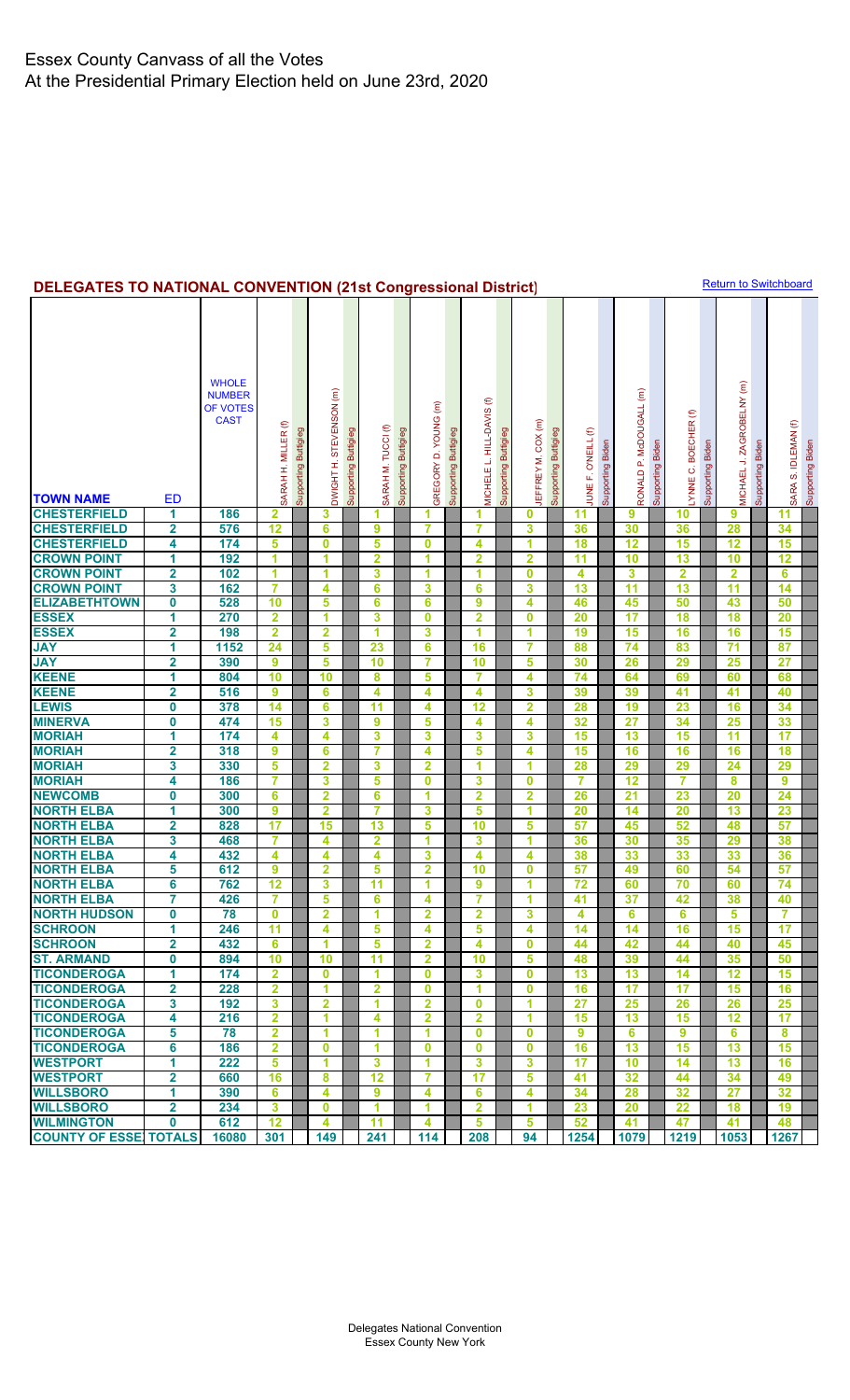# Essex County Canvass of all the Votes
At the Presidential Primary Election held on June 23rd, 2020

## DELEGATES TO NATIONAL CONVENTION (21st Congressional District)

Return to Switchboard

| TOWN NAME | ED | WHOLE NUMBER OF VOTES CAST | SARAH H. MILLER (f) Supporting Buttigieg | DWIGHT H. STEVENSON (m) Supporting Buttigieg | SARAH M. TUCCI (f) Supporting Buttigieg | GREGORY D. YOUNG (m) Supporting Buttigieg | MICHELE L. HILL-DAVIS (f) Supporting Buttigieg | JEFFREY M. COX (m) Supporting Buttigieg | JUNE F. O'NEILL (f) Supporting Biden | RONALD P. McDOUGALL (m) Supporting Biden | LYNNE C. BOECHER (f) Supporting Biden | MICHAEL J. ZAGROBELNY (m) Supporting Biden | SARA S. IDLEMAN (f) Supporting Biden |
|---|---|---|---|---|---|---|---|---|---|---|---|---|---|
| CHESTERFIELD | 1 | 186 | 2 | 3 | 1 | 1 | 1 | 0 | 11 | 9 | 10 | 9 | 11 |
| CHESTERFIELD | 2 | 576 | 12 | 6 | 9 | 7 | 7 | 3 | 36 | 30 | 36 | 28 | 34 |
| CHESTERFIELD | 4 | 174 | 5 | 0 | 5 | 0 | 4 | 1 | 18 | 12 | 15 | 12 | 15 |
| CROWN POINT | 1 | 192 | 1 | 1 | 2 | 1 | 2 | 2 | 11 | 10 | 13 | 10 | 12 |
| CROWN POINT | 2 | 102 | 1 | 1 | 3 | 1 | 1 | 0 | 4 | 3 | 2 | 2 | 6 |
| CROWN POINT | 3 | 162 | 7 | 4 | 6 | 3 | 6 | 3 | 13 | 11 | 13 | 11 | 14 |
| ELIZABETHTOWN | 0 | 528 | 10 | 5 | 6 | 6 | 9 | 4 | 46 | 45 | 50 | 43 | 50 |
| ESSEX | 1 | 270 | 2 | 1 | 3 | 0 | 2 | 0 | 20 | 17 | 18 | 18 | 20 |
| ESSEX | 2 | 198 | 2 | 2 | 1 | 3 | 1 | 1 | 19 | 15 | 16 | 16 | 15 |
| JAY | 1 | 1152 | 24 | 5 | 23 | 6 | 16 | 7 | 88 | 74 | 83 | 71 | 87 |
| JAY | 2 | 390 | 9 | 5 | 10 | 7 | 10 | 5 | 30 | 26 | 29 | 25 | 27 |
| KEENE | 1 | 804 | 10 | 10 | 8 | 5 | 7 | 4 | 74 | 64 | 69 | 60 | 68 |
| KEENE | 2 | 516 | 9 | 6 | 4 | 4 | 4 | 3 | 39 | 39 | 41 | 41 | 40 |
| LEWIS | 0 | 378 | 14 | 6 | 11 | 4 | 12 | 2 | 28 | 19 | 23 | 16 | 34 |
| MINERVA | 0 | 474 | 15 | 3 | 9 | 5 | 4 | 4 | 32 | 27 | 34 | 25 | 33 |
| MORIAH | 1 | 174 | 4 | 4 | 3 | 3 | 3 | 3 | 15 | 13 | 15 | 11 | 17 |
| MORIAH | 2 | 318 | 9 | 6 | 7 | 4 | 5 | 4 | 15 | 16 | 16 | 16 | 18 |
| MORIAH | 3 | 330 | 5 | 2 | 3 | 2 | 1 | 1 | 28 | 29 | 29 | 24 | 29 |
| MORIAH | 4 | 186 | 7 | 3 | 5 | 0 | 3 | 0 | 7 | 12 | 7 | 8 | 9 |
| NEWCOMB | 0 | 300 | 6 | 2 | 6 | 1 | 2 | 2 | 26 | 21 | 23 | 20 | 24 |
| NORTH ELBA | 1 | 300 | 9 | 2 | 7 | 3 | 5 | 1 | 20 | 14 | 20 | 13 | 23 |
| NORTH ELBA | 2 | 828 | 17 | 15 | 13 | 5 | 10 | 5 | 57 | 45 | 52 | 48 | 57 |
| NORTH ELBA | 3 | 468 | 7 | 4 | 2 | 1 | 3 | 1 | 36 | 30 | 35 | 29 | 38 |
| NORTH ELBA | 4 | 432 | 4 | 4 | 4 | 3 | 4 | 4 | 38 | 33 | 33 | 33 | 36 |
| NORTH ELBA | 5 | 612 | 9 | 2 | 5 | 2 | 10 | 0 | 57 | 49 | 60 | 54 | 57 |
| NORTH ELBA | 6 | 762 | 12 | 3 | 11 | 1 | 9 | 1 | 72 | 60 | 70 | 60 | 74 |
| NORTH ELBA | 7 | 426 | 7 | 5 | 6 | 4 | 7 | 1 | 41 | 37 | 42 | 38 | 40 |
| NORTH HUDSON | 0 | 78 | 0 | 2 | 1 | 2 | 2 | 3 | 4 | 6 | 6 | 5 | 7 |
| SCHROON | 1 | 246 | 11 | 4 | 5 | 4 | 5 | 4 | 14 | 14 | 16 | 15 | 17 |
| SCHROON | 2 | 432 | 6 | 1 | 5 | 2 | 4 | 0 | 44 | 42 | 44 | 40 | 45 |
| ST. ARMAND | 0 | 894 | 10 | 10 | 11 | 2 | 10 | 5 | 48 | 39 | 44 | 35 | 50 |
| TICONDEROGA | 1 | 174 | 2 | 0 | 1 | 0 | 3 | 0 | 13 | 13 | 14 | 12 | 15 |
| TICONDEROGA | 2 | 228 | 2 | 1 | 2 | 0 | 1 | 0 | 16 | 17 | 17 | 15 | 16 |
| TICONDEROGA | 3 | 192 | 3 | 2 | 1 | 2 | 0 | 1 | 27 | 25 | 26 | 26 | 25 |
| TICONDEROGA | 4 | 216 | 2 | 1 | 4 | 2 | 2 | 1 | 15 | 13 | 15 | 12 | 17 |
| TICONDEROGA | 5 | 78 | 2 | 1 | 1 | 1 | 0 | 0 | 9 | 6 | 9 | 6 | 8 |
| TICONDEROGA | 6 | 186 | 2 | 0 | 1 | 0 | 0 | 0 | 16 | 13 | 15 | 13 | 15 |
| WESTPORT | 1 | 222 | 5 | 1 | 3 | 1 | 3 | 3 | 17 | 10 | 14 | 13 | 16 |
| WESTPORT | 2 | 660 | 16 | 8 | 12 | 7 | 17 | 5 | 41 | 32 | 44 | 34 | 49 |
| WILLSBORO | 1 | 390 | 6 | 4 | 9 | 4 | 6 | 4 | 34 | 28 | 32 | 27 | 32 |
| WILLSBORO | 2 | 234 | 3 | 0 | 1 | 1 | 2 | 1 | 23 | 20 | 22 | 18 | 19 |
| WILMINGTON | 0 | 612 | 12 | 4 | 11 | 4 | 5 | 5 | 52 | 41 | 47 | 41 | 48 |
| COUNTY OF ESSEX | TOTALS | 16080 | 301 | 149 | 241 | 114 | 208 | 94 | 1254 | 1079 | 1219 | 1053 | 1267 |

Delegates National Convention
Essex County New York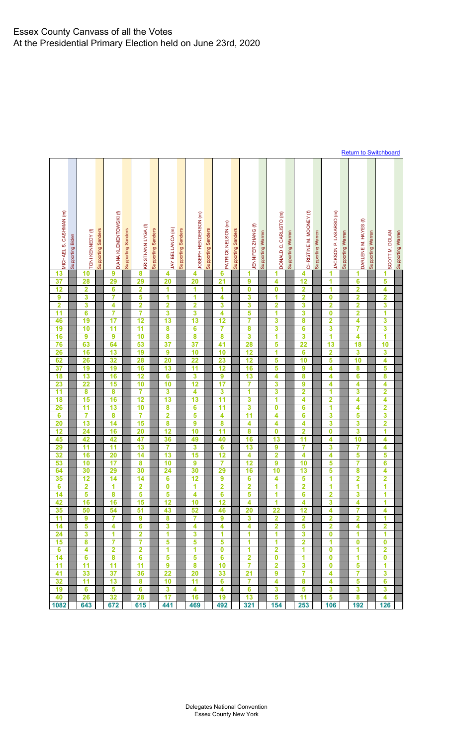# Essex County Canvass of all the Votes
# At the Presidential Primary Election held on June 23rd, 2020

[Return to Switchboard]

| MICHAEL S. CASHMAN (m) | Supporting Biden | TONI KENNEDY (f) | Supporting Sanders | DIANA KLEMENTOWSKI (f) | Supporting Sanders | KRISTI-ANN LYGA (f) | Supporting Sanders | JAY BELLANCA (m) | Supporting Sanders | JOSEPH HENDERSON (m) | Supporting Sanders | PATRICK NELSON (m) | Supporting Sanders | JENNIFER ZHANG (f) | Supporting Warren | DONALD C. CARLISTO (m) | Supporting Warren | CHRISTINE M. MOONEY (f) | Supporting Warren | JACKSON P. LASARSO (m) | Supporting Warren | DARLENE M. HAYES (f) | Supporting Warren | SCOTT M. DOLAN | Supporting Warren |
|---|---|---|---|---|---|---|---|---|---|---|---|---|---|---|---|---|---|---|---|---|---|---|---|---|---|
| 13 | | 10 | | 9 | | 8 | | 4 | | 4 | | 6 | | 1 | | 1 | | 4 | | 1 | | 1 | | 1 | |
| 37 | | 28 | | 29 | | 29 | | 20 | | 20 | | 21 | | 9 | | 4 | | 12 | | 1 | | 6 | | 5 | |
| 12 | | 2 | | 6 | | 2 | | 1 | | 1 | | 1 | | 0 | | 0 | | 2 | | 1 | | 2 | | 4 | |
| 9 | | 3 | | 7 | | 5 | | 1 | | 1 | | 4 | | 3 | | 1 | | 2 | | 0 | | 2 | | 2 | |
| 2 | | 3 | | 4 | | 2 | | 2 | | 2 | | 3 | | 3 | | 2 | | 3 | | 2 | | 2 | | 3 | |
| 11 | | 6 | | 7 | | 7 | | 3 | | 3 | | 4 | | 5 | | 1 | | 3 | | 0 | | 2 | | 1 | |
| 46 | | 19 | | 17 | | 12 | | 13 | | 13 | | 12 | | 7 | | 3 | | 8 | | 2 | | 4 | | 3 | |
| 19 | | 10 | | 11 | | 11 | | 8 | | 6 | | 7 | | 8 | | 3 | | 6 | | 3 | | 7 | | 3 | |
| 16 | | 9 | | 9 | | 10 | | 8 | | 8 | | 8 | | 3 | | 1 | | 3 | | 1 | | 4 | | 1 | |
| 76 | | 63 | | 64 | | 53 | | 37 | | 37 | | 41 | | 28 | | 5 | | 22 | | 13 | | 18 | | 10 | |
| 26 | | 16 | | 13 | | 19 | | 9 | | 10 | | 10 | | 12 | | 1 | | 6 | | 2 | | 3 | | 3 | |
| 62 | | 26 | | 32 | | 28 | | 20 | | 22 | | 23 | | 12 | | 5 | | 10 | | 5 | | 10 | | 4 | |
| 37 | | 19 | | 19 | | 16 | | 13 | | 11 | | 12 | | 16 | | 5 | | 9 | | 4 | | 8 | | 5 | |
| 18 | | 13 | | 16 | | 12 | | 6 | | 3 | | 9 | | 13 | | 4 | | 8 | | 4 | | 6 | | 8 | |
| 23 | | 22 | | 15 | | 10 | | 10 | | 12 | | 17 | | 7 | | 3 | | 9 | | 4 | | 4 | | 4 | |
| 11 | | 8 | | 8 | | 7 | | 3 | | 4 | | 3 | | 1 | | 3 | | 2 | | 1 | | 3 | | 2 | |
| 18 | | 15 | | 16 | | 12 | | 13 | | 13 | | 11 | | 3 | | 1 | | 4 | | 2 | | 4 | | 4 | |
| 26 | | 11 | | 13 | | 10 | | 8 | | 6 | | 11 | | 3 | | 0 | | 6 | | 1 | | 4 | | 2 | |
| 6 | | 7 | | 8 | | 7 | | 2 | | 5 | | 4 | | 11 | | 4 | | 6 | | 3 | | 5 | | 3 | |
| 20 | | 13 | | 14 | | 15 | | 8 | | 9 | | 8 | | 4 | | 4 | | 4 | | 3 | | 3 | | 2 | |
| 12 | | 24 | | 16 | | 20 | | 12 | | 10 | | 11 | | 8 | | 0 | | 2 | | 0 | | 3 | | 1 | |
| 45 | | 42 | | 42 | | 47 | | 36 | | 49 | | 40 | | 16 | | 13 | | 11 | | 4 | | 10 | | 4 | |
| 29 | | 11 | | 11 | | 13 | | 7 | | 3 | | 6 | | 13 | | 9 | | 7 | | 3 | | 7 | | 4 | |
| 32 | | 16 | | 20 | | 14 | | 13 | | 15 | | 12 | | 4 | | 2 | | 4 | | 4 | | 5 | | 5 | |
| 53 | | 10 | | 17 | | 8 | | 10 | | 9 | | 7 | | 12 | | 9 | | 10 | | 5 | | 7 | | 6 | |
| 64 | | 30 | | 29 | | 30 | | 24 | | 30 | | 29 | | 16 | | 10 | | 13 | | 5 | | 8 | | 4 | |
| 35 | | 12 | | 14 | | 14 | | 6 | | 12 | | 9 | | 6 | | 4 | | 5 | | 1 | | 2 | | 2 | |
| 6 | | 2 | | 1 | | 2 | | 0 | | 1 | | 2 | | 2 | | 1 | | 2 | | 1 | | 1 | | 1 | |
| 14 | | 5 | | 8 | | 5 | | 5 | | 4 | | 6 | | 5 | | 1 | | 6 | | 2 | | 3 | | 1 | |
| 42 | | 16 | | 16 | | 15 | | 12 | | 10 | | 12 | | 4 | | 1 | | 4 | | 3 | | 4 | | 1 | |
| 35 | | 50 | | 54 | | 51 | | 43 | | 52 | | 46 | | 20 | | 22 | | 12 | | 4 | | 7 | | 4 | |
| 11 | | 9 | | 7 | | 9 | | 8 | | 7 | | 9 | | 3 | | 2 | | 2 | | 2 | | 2 | | 1 | |
| 14 | | 5 | | 4 | | 6 | | 3 | | 4 | | 4 | | 4 | | 2 | | 5 | | 2 | | 4 | | 2 | |
| 24 | | 3 | | 1 | | 2 | | 1 | | 3 | | 1 | | 1 | | 1 | | 3 | | 0 | | 1 | | 1 | |
| 15 | | 8 | | 7 | | 7 | | 5 | | 5 | | 5 | | 1 | | 1 | | 2 | | 1 | | 0 | | 0 | |
| 6 | | 4 | | 2 | | 2 | | 1 | | 1 | | 0 | | 1 | | 2 | | 1 | | 0 | | 1 | | 2 | |
| 14 | | 6 | | 8 | | 6 | | 5 | | 5 | | 6 | | 2 | | 0 | | 1 | | 0 | | 1 | | 0 | |
| 11 | | 11 | | 11 | | 11 | | 9 | | 8 | | 10 | | 7 | | 2 | | 3 | | 0 | | 5 | | 1 | |
| 41 | | 33 | | 37 | | 36 | | 22 | | 20 | | 33 | | 21 | | 9 | | 7 | | 4 | | 7 | | 3 | |
| 32 | | 11 | | 13 | | 8 | | 10 | | 11 | | 6 | | 7 | | 4 | | 8 | | 4 | | 5 | | 6 | |
| 19 | | 6 | | 5 | | 6 | | 3 | | 4 | | 4 | | 6 | | 3 | | 5 | | 3 | | 3 | | 3 | |
| 40 | | 26 | | 32 | | 28 | | 17 | | 16 | | 19 | | 13 | | 5 | | 11 | | 5 | | 8 | | 4 | |
| 1082 | | 643 | | 672 | | 615 | | 441 | | 469 | | 492 | | 321 | | 154 | | 253 | | 106 | | 192 | | 126 | |

Delegates National Convention
Essex County New York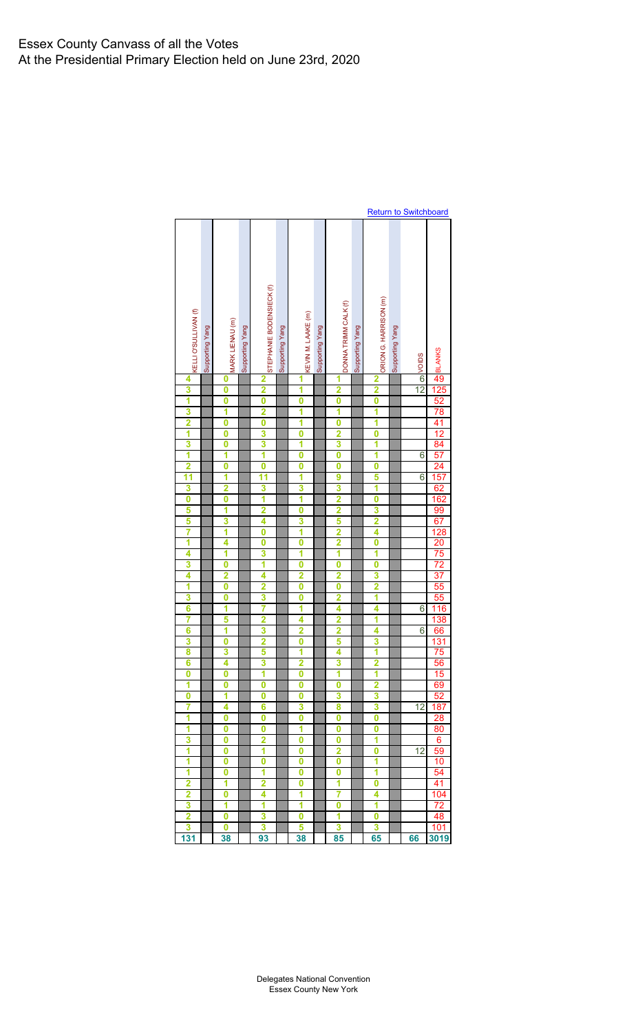# Essex County Canvass of all the Votes
# At the Presidential Primary Election held on June 23rd, 2020

Return to Switchboard

| KELLI O'SULLIVAN (f) | Supporting Yang | MARK LIENAU (m) | Supporting Yang | STEPHANIE BODENSIECK (f) | Supporting Yang | KEVIN M. LAAKE (m) | Supporting Yang | DONNA TRIMM CALK (f) | Supporting Yang | ORION G. HARRISON (m) | Supporting Yang | VOIDS | BLANKS |
|---|---|---|---|---|---|---|---|---|---|---|---|---|---|
| 4 | | 0 | | 2 | | 1 | | 1 | | 2 | | 6 | 49 |
| 3 | | 0 | | 2 | | 1 | | 2 | | 2 | | 12 | 125 |
| 1 | | 0 | | 0 | | 0 | | 0 | | 0 | | | 52 |
| 3 | | 1 | | 2 | | 1 | | 1 | | 1 | | | 78 |
| 2 | | 0 | | 0 | | 1 | | 0 | | 1 | | | 41 |
| 1 | | 0 | | 3 | | 0 | | 2 | | 0 | | | 12 |
| 3 | | 0 | | 3 | | 1 | | 3 | | 1 | | | 84 |
| 1 | | 1 | | 1 | | 0 | | 0 | | 1 | | 6 | 57 |
| 2 | | 0 | | 0 | | 0 | | 0 | | 0 | | | 24 |
| 11 | | 1 | | 11 | | 1 | | 9 | | 5 | | 6 | 157 |
| 3 | | 2 | | 3 | | 3 | | 3 | | 1 | | | 62 |
| 0 | | 0 | | 1 | | 1 | | 2 | | 0 | | | 162 |
| 5 | | 1 | | 2 | | 0 | | 2 | | 3 | | | 99 |
| 5 | | 3 | | 4 | | 3 | | 5 | | 2 | | | 67 |
| 7 | | 1 | | 0 | | 1 | | 2 | | 4 | | | 128 |
| 1 | | 4 | | 0 | | 0 | | 2 | | 0 | | | 20 |
| 4 | | 1 | | 3 | | 1 | | 1 | | 1 | | | 75 |
| 3 | | 0 | | 1 | | 0 | | 0 | | 0 | | | 72 |
| 4 | | 2 | | 4 | | 2 | | 2 | | 3 | | | 37 |
| 1 | | 0 | | 2 | | 0 | | 0 | | 2 | | | 55 |
| 3 | | 0 | | 3 | | 0 | | 2 | | 1 | | | 55 |
| 6 | | 1 | | 7 | | 1 | | 4 | | 4 | | 6 | 116 |
| 7 | | 5 | | 2 | | 4 | | 2 | | 1 | | | 138 |
| 6 | | 1 | | 3 | | 2 | | 2 | | 4 | | 6 | 66 |
| 3 | | 0 | | 2 | | 0 | | 5 | | 3 | | | 131 |
| 8 | | 3 | | 5 | | 1 | | 4 | | 1 | | | 75 |
| 6 | | 4 | | 3 | | 2 | | 3 | | 2 | | | 56 |
| 0 | | 0 | | 1 | | 0 | | 1 | | 1 | | | 15 |
| 1 | | 0 | | 0 | | 0 | | 0 | | 2 | | | 69 |
| 0 | | 1 | | 0 | | 0 | | 3 | | 3 | | | 52 |
| 7 | | 4 | | 6 | | 3 | | 8 | | 3 | | 12 | 187 |
| 1 | | 0 | | 0 | | 0 | | 0 | | 0 | | | 28 |
| 1 | | 0 | | 0 | | 1 | | 0 | | 0 | | | 80 |
| 3 | | 0 | | 2 | | 0 | | 0 | | 1 | | | 6 |
| 1 | | 0 | | 1 | | 0 | | 2 | | 0 | | 12 | 59 |
| 1 | | 0 | | 0 | | 0 | | 0 | | 1 | | | 10 |
| 1 | | 0 | | 1 | | 0 | | 0 | | 1 | | | 54 |
| 2 | | 1 | | 2 | | 0 | | 1 | | 0 | | | 41 |
| 2 | | 0 | | 4 | | 1 | | 7 | | 4 | | | 104 |
| 3 | | 1 | | 1 | | 1 | | 0 | | 1 | | | 72 |
| 2 | | 0 | | 3 | | 0 | | 1 | | 0 | | | 48 |
| 3 | | 0 | | 3 | | 5 | | 3 | | 3 | | | 101 |
| 131 | | 38 | | 93 | | 38 | | 85 | | 65 | | 66 | 3019 |

Delegates National Convention
Essex County New York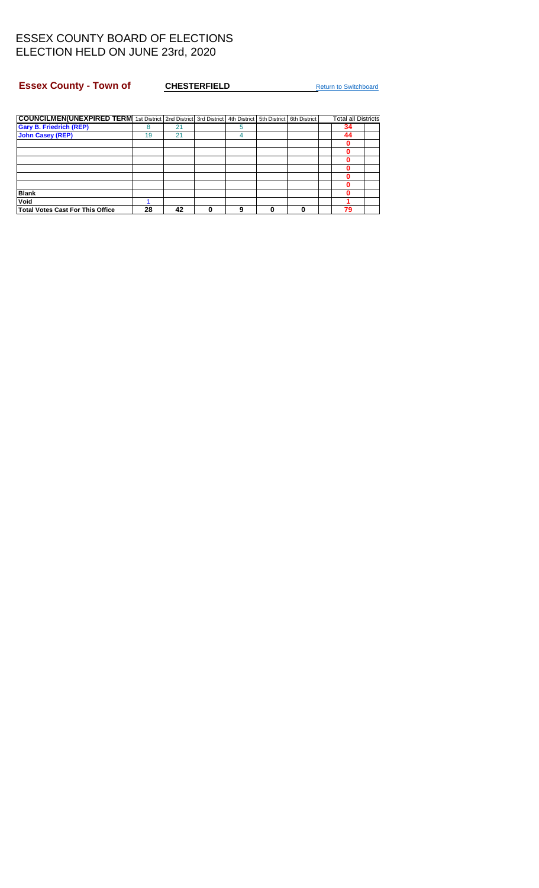# ESSEX COUNTY BOARD OF ELECTIONS
# ELECTION HELD ON JUNE 23rd, 2020

**Essex County - Town of** **CHESTERFIELD** Return to Switchboard

| COUNCILMEN(UNEXPIRED TERM | 1st District | 2nd District | 3rd District | 4th District | 5th District | 6th District | | Total all Districts | |
|---|---|---|---|---|---|---|---|---|---|
| **Gary B. Friedrich (REP)** | 8 | 21 | | 5 | | | | **34** | |
| **John Casey (REP)** | 19 | 21 | | 4 | | | | **44** | |
| | | | | | | | | **0** | |
| | | | | | | | | **0** | |
| | | | | | | | | **0** | |
| | | | | | | | | **0** | |
| | | | | | | | | **0** | |
| | | | | | | | | **0** | |
| **Blank** | | | | | | | | **0** | |
| **Void** | 1 | | | | | | | **1** | |
| **Total Votes Cast For This Office** | **28** | **42** | **0** | **9** | **0** | **0** | | **79** | |